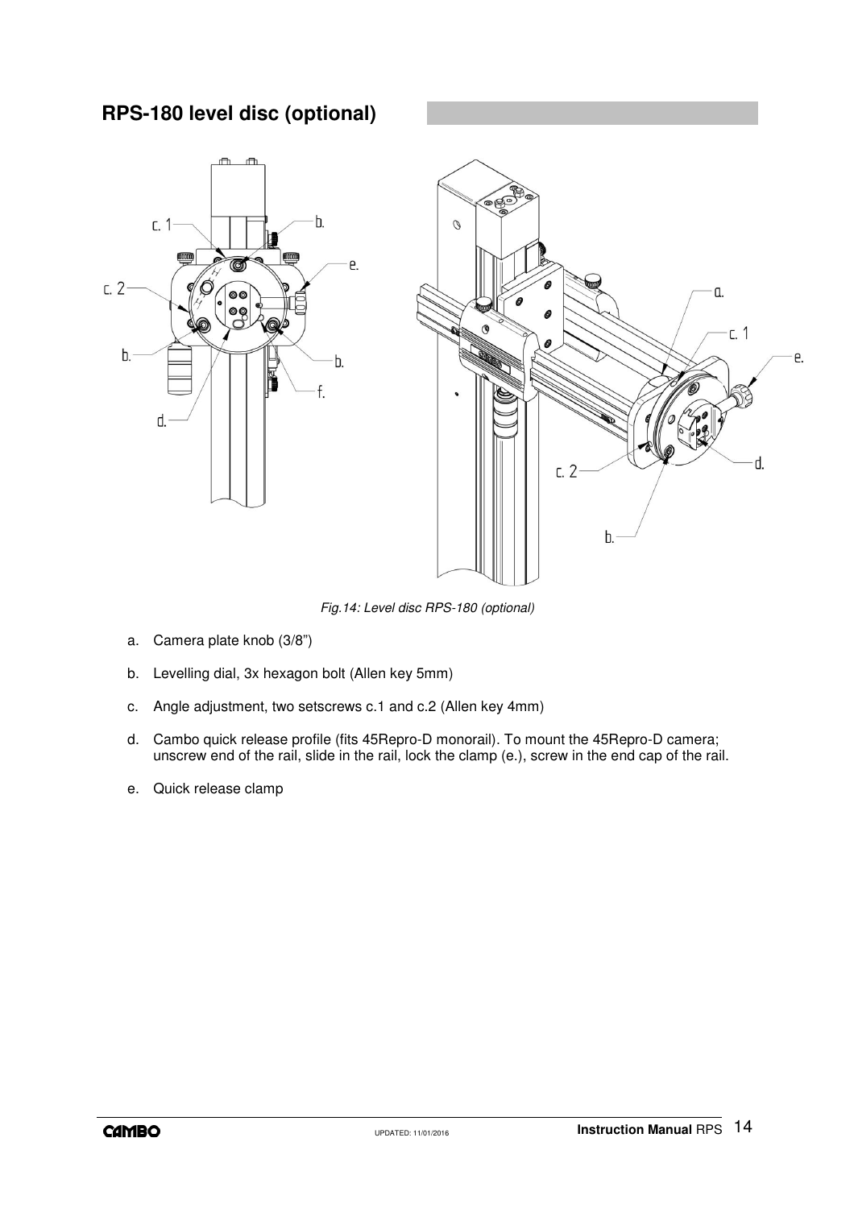## RPS-180 level disc (optional)

*Fig.14: Level disc RPS-180 (optional)*

a. Camera plate knob (3/8")

b. Levelling dial, 3x hexagon bolt (Allen key 5mm)

c. Angle adjustment, two setscrews c.1 and c.2 (Allen key 4mm)

d. Cambo quick release profile (fits 45Repro-D monorail). To mount the 45Repro-D camera; unscrew end of the rail, slide in the rail, lock the clamp (e.), screw in the end cap of the rail.

e. Quick release clamp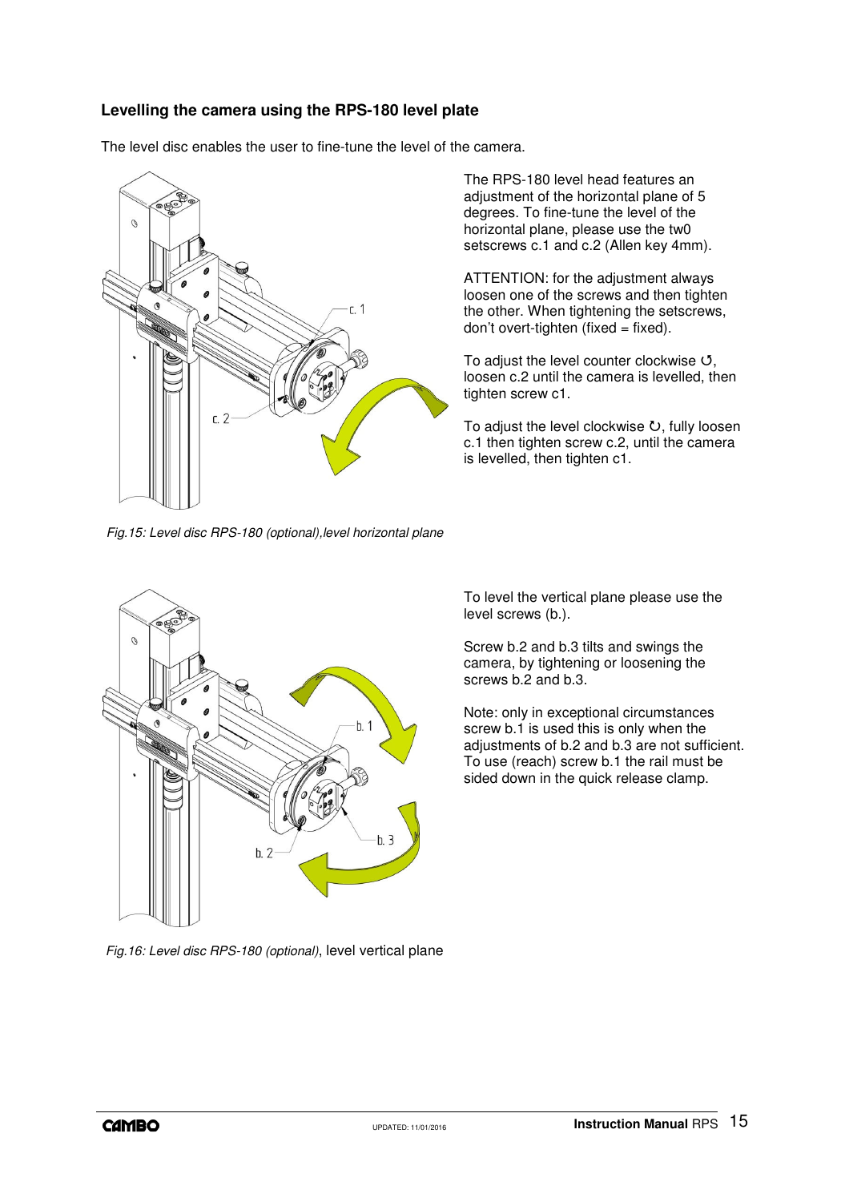### Levelling the camera using the RPS-180 level plate

The level disc enables the user to fine-tune the level of the camera.

c. 1

c. 2

*Fig.15: Level disc RPS-180 (optional),level horizontal plane*

The RPS-180 level head features an adjustment of the horizontal plane of 5 degrees. To fine-tune the level of the horizontal plane, please use the tw0 setscrews c.1 and c.2 (Allen key 4mm).

ATTENTION: for the adjustment always loosen one of the screws and then tighten the other. When tightening the setscrews, don't overt-tighten (fixed = fixed).

To adjust the level counter clockwise ↺, loosen c.2 until the camera is levelled, then tighten screw c1.

To adjust the level clockwise ↻, fully loosen c.1 then tighten screw c.2, until the camera is levelled, then tighten c1.

b. 1

b. 2

b. 3

*Fig.16: Level disc RPS-180 (optional)*, level vertical plane

To level the vertical plane please use the level screws (b.).

Screw b.2 and b.3 tilts and swings the camera, by tightening or loosening the screws b.2 and b.3.

Note: only in exceptional circumstances screw b.1 is used this is only when the adjustments of b.2 and b.3 are not sufficient. To use (reach) screw b.1 the rail must be sided down in the quick release clamp.